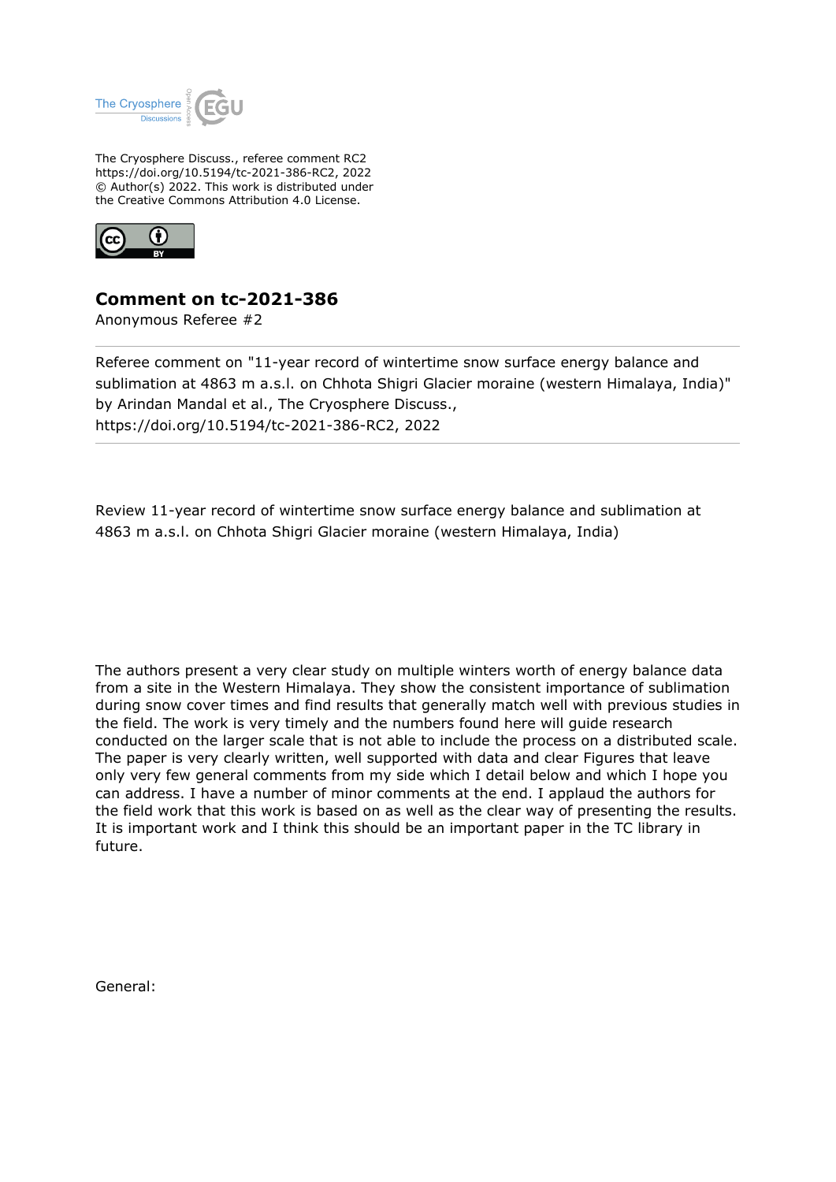The Cryosphere Discuss., referee comment RC2
https://doi.org/10.5194/tc-2021-386-RC2, 2022
© Author(s) 2022. This work is distributed under
the Creative Commons Attribution 4.0 License.

# Comment on tc-2021-386

Anonymous Referee #2

---

Referee comment on "11-year record of wintertime snow surface energy balance and sublimation at 4863 m a.s.l. on Chhota Shigri Glacier moraine (western Himalaya, India)" by Arindan Mandal et al., The Cryosphere Discuss., https://doi.org/10.5194/tc-2021-386-RC2, 2022

---

Review 11-year record of wintertime snow surface energy balance and sublimation at 4863 m a.s.l. on Chhota Shigri Glacier moraine (western Himalaya, India)

The authors present a very clear study on multiple winters worth of energy balance data from a site in the Western Himalaya. They show the consistent importance of sublimation during snow cover times and find results that generally match well with previous studies in the field. The work is very timely and the numbers found here will guide research conducted on the larger scale that is not able to include the process on a distributed scale. The paper is very clearly written, well supported with data and clear Figures that leave only very few general comments from my side which I detail below and which I hope you can address. I have a number of minor comments at the end. I applaud the authors for the field work that this work is based on as well as the clear way of presenting the results. It is important work and I think this should be an important paper in the TC library in future.

General: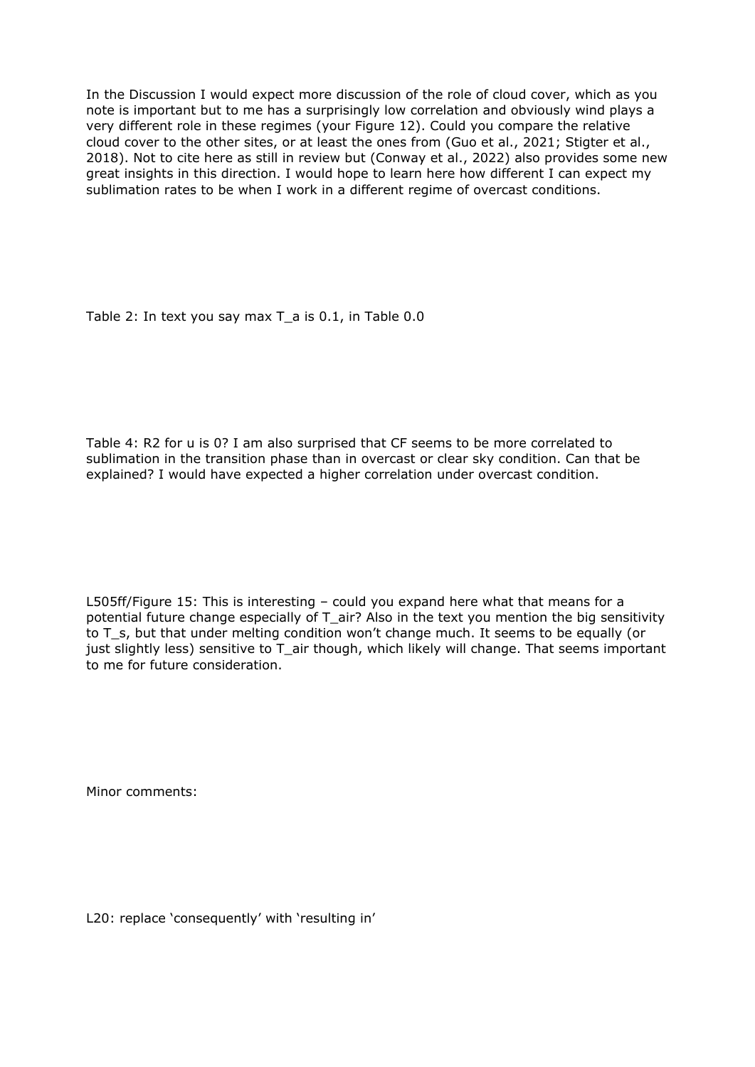In the Discussion I would expect more discussion of the role of cloud cover, which as you note is important but to me has a surprisingly low correlation and obviously wind plays a very different role in these regimes (your Figure 12). Could you compare the relative cloud cover to the other sites, or at least the ones from (Guo et al., 2021; Stigter et al., 2018). Not to cite here as still in review but (Conway et al., 2022) also provides some new great insights in this direction. I would hope to learn here how different I can expect my sublimation rates to be when I work in a different regime of overcast conditions.

Table 2: In text you say max $T_a$ is 0.1, in Table 0.0

Table 4: $R^2$ for u is 0? I am also surprised that CF seems to be more correlated to sublimation in the transition phase than in overcast or clear sky condition. Can that be explained? I would have expected a higher correlation under overcast condition.

L505ff/Figure 15: This is interesting – could you expand here what that means for a potential future change especially of $T_{air}$? Also in the text you mention the big sensitivity to $T_s$, but that under melting condition won't change much. It seems to be equally (or just slightly less) sensitive to $T_{air}$ though, which likely will change. That seems important to me for future consideration.

Minor comments:

L20: replace 'consequently' with 'resulting in'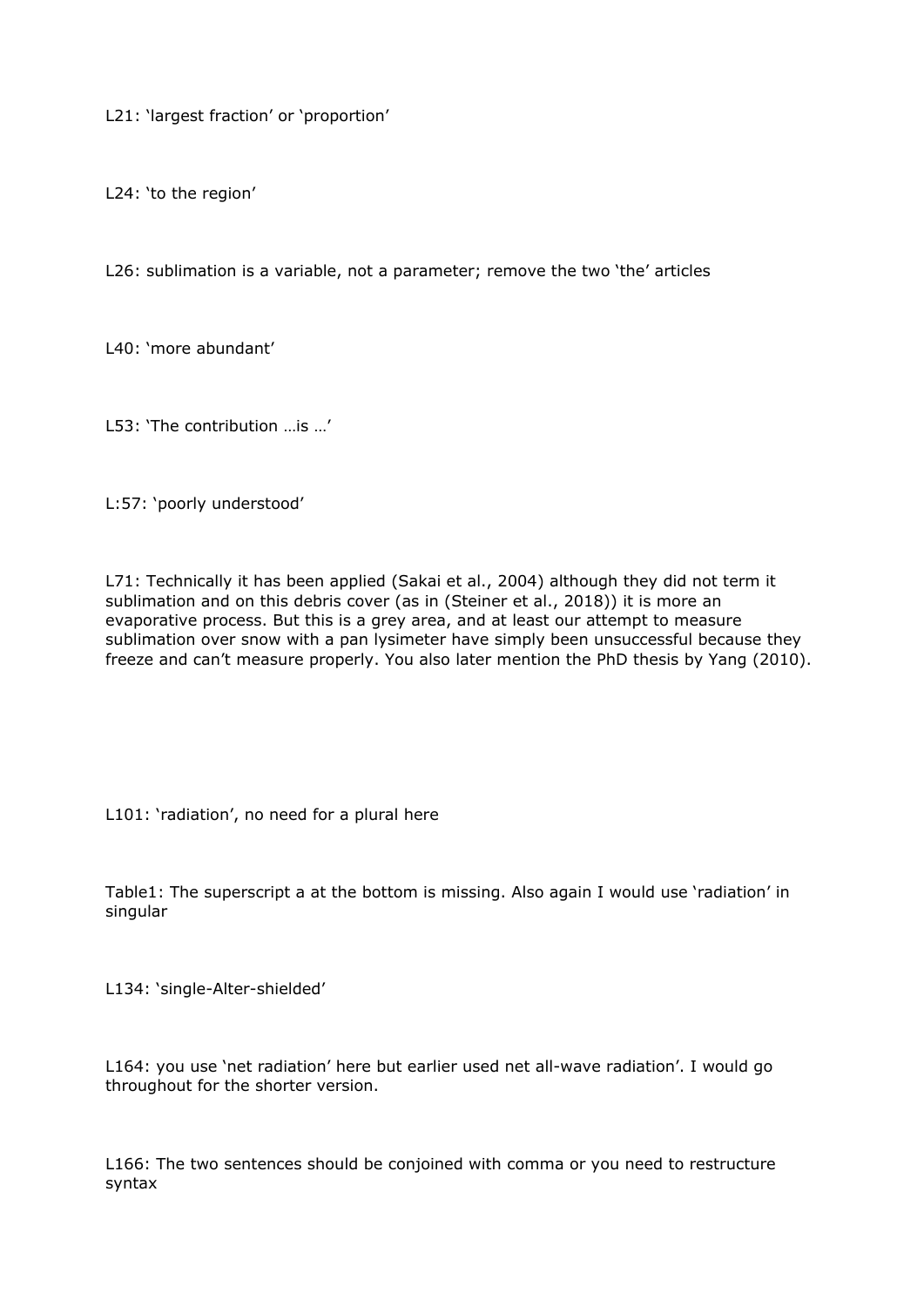L21: ‘largest fraction’ or ‘proportion’

L24: ‘to the region’

L26: sublimation is a variable, not a parameter; remove the two ‘the’ articles

L40: ‘more abundant’

L53: ‘The contribution …is …’

L:57: ‘poorly understood’

L71: Technically it has been applied (Sakai et al., 2004) although they did not term it sublimation and on this debris cover (as in (Steiner et al., 2018)) it is more an evaporative process. But this is a grey area, and at least our attempt to measure sublimation over snow with a pan lysimeter have simply been unsuccessful because they freeze and can’t measure properly. You also later mention the PhD thesis by Yang (2010).

L101: ‘radiation’, no need for a plural here

Table1: The superscript a at the bottom is missing. Also again I would use ‘radiation’ in singular

L134: ‘single-Alter-shielded’

L164: you use ‘net radiation’ here but earlier used net all-wave radiation’. I would go throughout for the shorter version.

L166: The two sentences should be conjoined with comma or you need to restructure syntax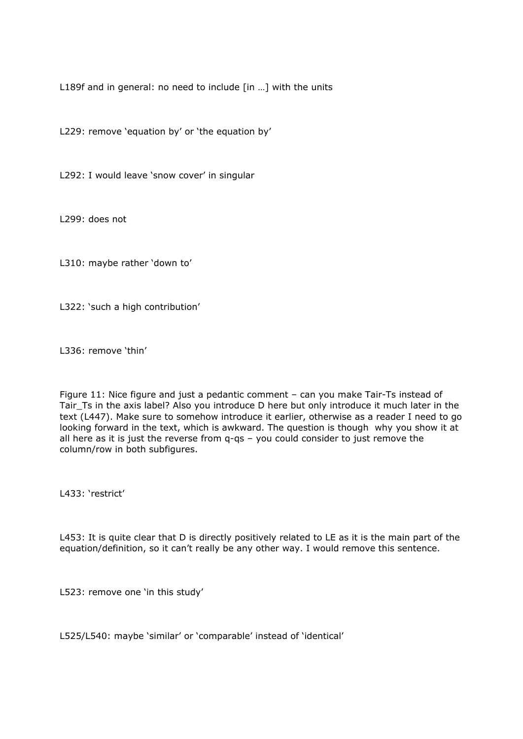L189f and in general: no need to include [in …] with the units

L229: remove 'equation by' or 'the equation by'

L292: I would leave 'snow cover' in singular

L299: does not

L310: maybe rather 'down to'

L322: 'such a high contribution'

L336: remove 'thin'

Figure 11: Nice figure and just a pedantic comment – can you make Tair-Ts instead of Tair_Ts in the axis label? Also you introduce D here but only introduce it much later in the text (L447). Make sure to somehow introduce it earlier, otherwise as a reader I need to go looking forward in the text, which is awkward. The question is though why you show it at all here as it is just the reverse from q-qs – you could consider to just remove the column/row in both subfigures.

L433: 'restrict'

L453: It is quite clear that D is directly positively related to LE as it is the main part of the equation/definition, so it can't really be any other way. I would remove this sentence.

L523: remove one 'in this study'

L525/L540: maybe 'similar' or 'comparable' instead of 'identical'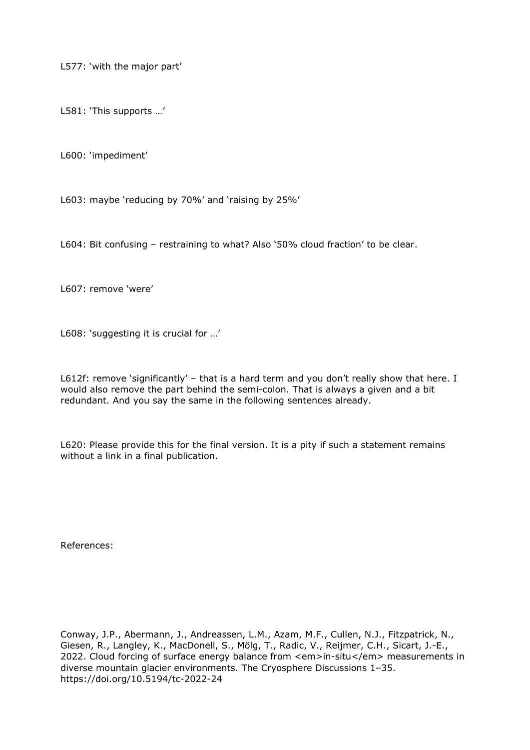L577: ‘with the major part’

L581: ‘This supports …’

L600: ‘impediment’

L603: maybe ‘reducing by 70%’ and ‘raising by 25%’

L604: Bit confusing – restraining to what? Also ‘50% cloud fraction’ to be clear.

L607: remove ‘were’

L608: ‘suggesting it is crucial for …’

L612f: remove ‘significantly’ – that is a hard term and you don’t really show that here. I would also remove the part behind the semi-colon. That is always a given and a bit redundant. And you say the same in the following sentences already.

L620: Please provide this for the final version. It is a pity if such a statement remains without a link in a final publication.

References:

Conway, J.P., Abermann, J., Andreassen, L.M., Azam, M.F., Cullen, N.J., Fitzpatrick, N., Giesen, R., Langley, K., MacDonell, S., Mölg, T., Radic, V., Reijmer, C.H., Sicart, J.-E., 2022. Cloud forcing of surface energy balance from <em>in-situ</em> measurements in diverse mountain glacier environments. The Cryosphere Discussions 1–35. https://doi.org/10.5194/tc-2022-24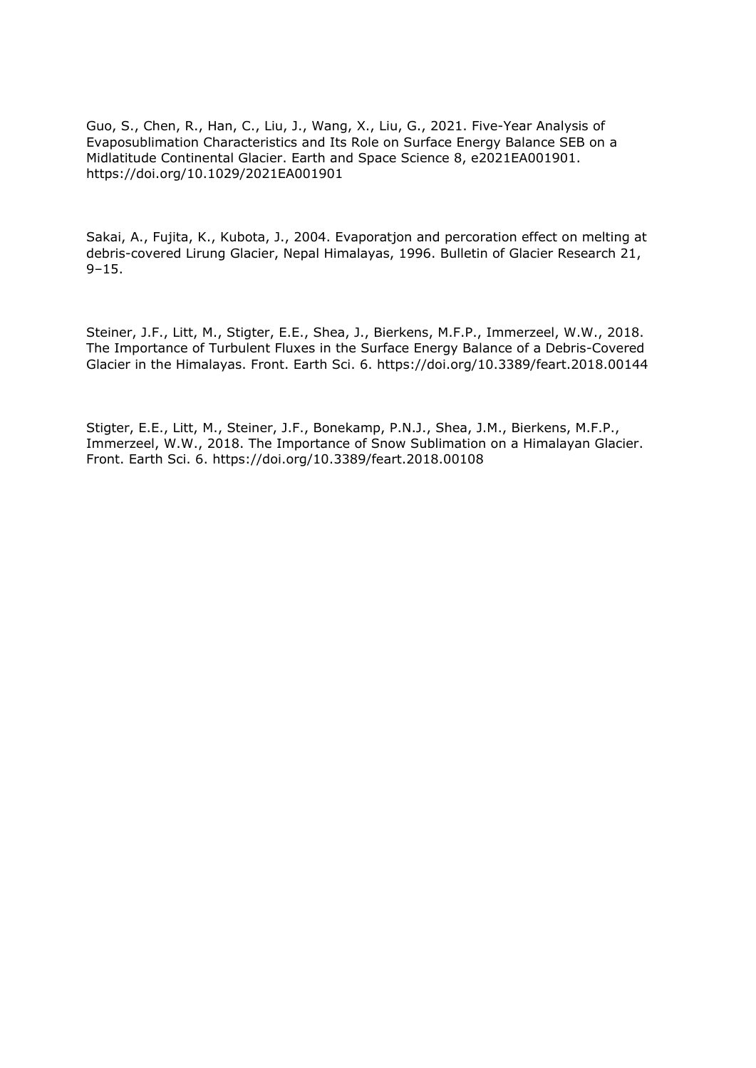Guo, S., Chen, R., Han, C., Liu, J., Wang, X., Liu, G., 2021. Five-Year Analysis of Evaposublimation Characteristics and Its Role on Surface Energy Balance SEB on a Midlatitude Continental Glacier. Earth and Space Science 8, e2021EA001901. https://doi.org/10.1029/2021EA001901

Sakai, A., Fujita, K., Kubota, J., 2004. Evaporatjon and percoration effect on melting at debris-covered Lirung Glacier, Nepal Himalayas, 1996. Bulletin of Glacier Research 21, 9–15.

Steiner, J.F., Litt, M., Stigter, E.E., Shea, J., Bierkens, M.F.P., Immerzeel, W.W., 2018. The Importance of Turbulent Fluxes in the Surface Energy Balance of a Debris-Covered Glacier in the Himalayas. Front. Earth Sci. 6. https://doi.org/10.3389/feart.2018.00144

Stigter, E.E., Litt, M., Steiner, J.F., Bonekamp, P.N.J., Shea, J.M., Bierkens, M.F.P., Immerzeel, W.W., 2018. The Importance of Snow Sublimation on a Himalayan Glacier. Front. Earth Sci. 6. https://doi.org/10.3389/feart.2018.00108